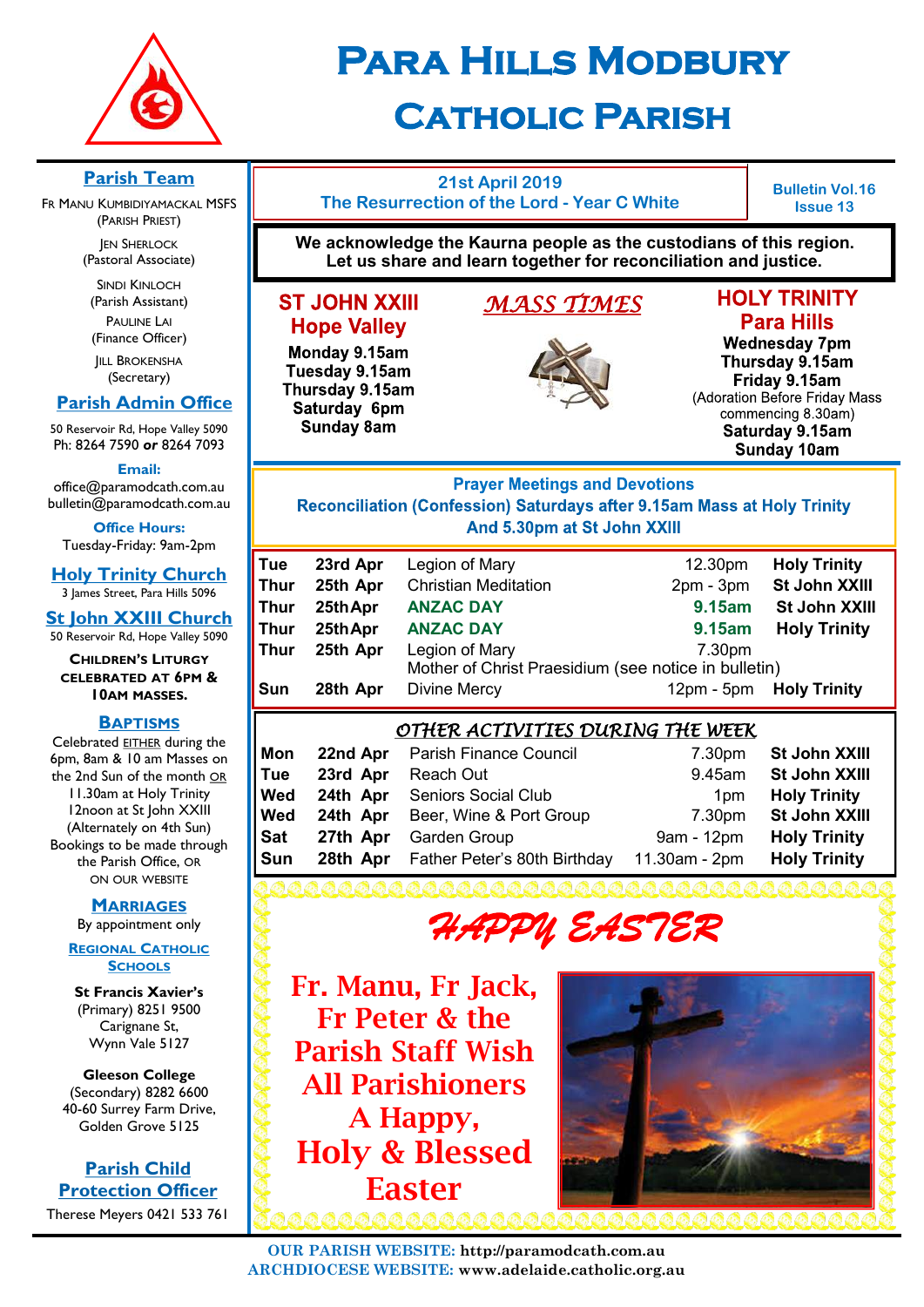# Para Hills Modbury Catholic Parish

**21st April 2019**
**The Resurrection of the Lord - Year C White**

**Bulletin Vol.16 Issue 13**

**We acknowledge the Kaurna people as the custodians of this region. Let us share and learn together for reconciliation and justice.**

## MASS TIMES

### ST JOHN XXIII Hope Valley

**Monday 9.15am**
**Tuesday 9.15am**
**Thursday 9.15am**
**Saturday 6pm**
**Sunday 8am**

### HOLY TRINITY Para Hills

**Wednesday 7pm**
**Thursday 9.15am**
**Friday 9.15am**
(Adoration Before Friday Mass commencing 8.30am)
**Saturday 9.15am**
**Sunday 10am**

## Prayer Meetings and Devotions

**Reconciliation (Confession) Saturdays after 9.15am Mass at Holy Trinity And 5.30pm at St John XXIII**

| | | | | |
|---|---|---|---|---|
| Tue | 23rd Apr | Legion of Mary | 12.30pm | Holy Trinity |
| Thur | 25th Apr | Christian Meditation | 2pm - 3pm | St John XXIII |
| Thur | 25th Apr | ANZAC DAY | 9.15am | St John XXIII |
| Thur | 25th Apr | ANZAC DAY | 9.15am | Holy Trinity |
| Thur | 25th Apr | Legion of Mary Mother of Christ Praesidium (see notice in bulletin) | 7.30pm | |
| Sun | 28th Apr | Divine Mercy | 12pm - 5pm | Holy Trinity |

## OTHER ACTIVITIES DURING THE WEEK

| | | | | |
|---|---|---|---|---|
| Mon | 22nd Apr | Parish Finance Council | 7.30pm | St John XXIII |
| Tue | 23rd Apr | Reach Out | 9.45am | St John XXIII |
| Wed | 24th Apr | Seniors Social Club | 1pm | Holy Trinity |
| Wed | 24th Apr | Beer, Wine & Port Group | 7.30pm | St John XXIII |
| Sat | 27th Apr | Garden Group | 9am - 12pm | Holy Trinity |
| Sun | 28th Apr | Father Peter's 80th Birthday | 11.30am - 2pm | Holy Trinity |

# HAPPY EASTER

**Fr. Manu, Fr Jack, Fr Peter & the Parish Staff Wish All Parishioners A Happy, Holy & Blessed Easter**

## Parish Team

Fr Manu Kumbidiyamackal MSFS (Parish Priest)

Jen Sherlock (Pastoral Associate)

Sindi Kinloch (Parish Assistant)

Pauline Lai (Finance Officer)

Jill Brokensha (Secretary)

## Parish Admin Office

50 Reservoir Rd, Hope Valley 5090
Ph: 8264 7590 **or** 8264 7093

**Email:**
office@paramodcath.com.au
bulletin@paramodcath.com.au

**Office Hours:**
Tuesday-Friday: 9am-2pm

## Holy Trinity Church

3 James Street, Para Hills 5096

## St John XXIII Church

50 Reservoir Rd, Hope Valley 5090

**Children's Liturgy celebrated at 6pm & 10am Masses.**

## Baptisms

Celebrated EITHER during the 6pm, 8am & 10 am Masses on the 2nd Sun of the month OR 11.30am at Holy Trinity 12noon at St John XXIII (Alternately on 4th Sun) Bookings to be made through the Parish Office, OR ON OUR WEBSITE

## Marriages

By appointment only

## Regional Catholic Schools

**St Francis Xavier's**
(Primary) 8251 9500
Carignane St,
Wynn Vale 5127

**Gleeson College**
(Secondary) 8282 6600
40-60 Surrey Farm Drive,
Golden Grove 5125

## Parish Child Protection Officer

Therese Meyers 0421 533 761

**OUR PARISH WEBSITE:** http://paramodcath.com.au
**ARCHDIOCESE WEBSITE:** www.adelaide.catholic.org.au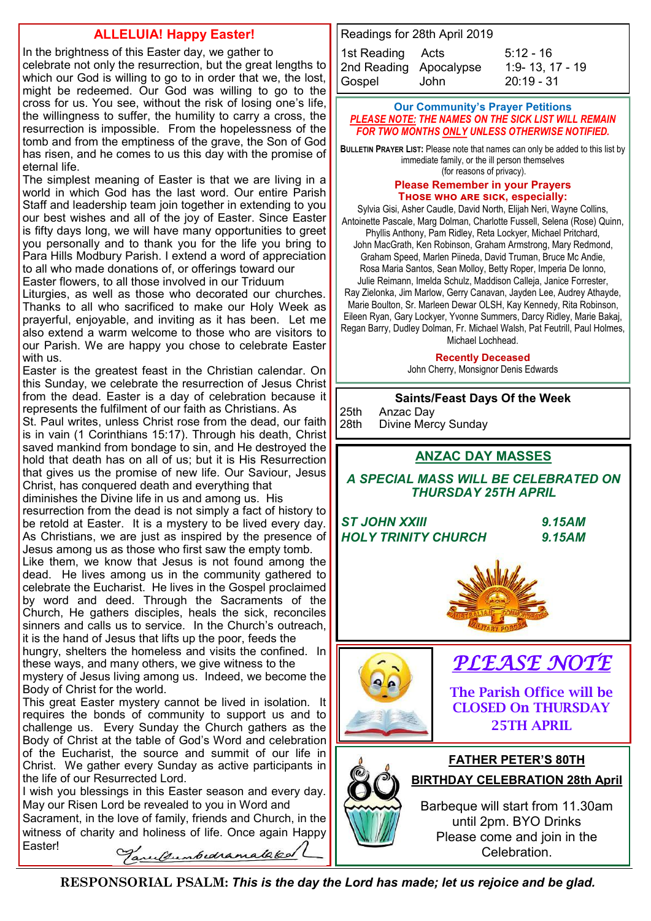## ALLELUIA! Happy Easter!

In the brightness of this Easter day, we gather to celebrate not only the resurrection, but the great lengths to which our God is willing to go to in order that we, the lost, might be redeemed. Our God was willing to go to the cross for us. You see, without the risk of losing one's life, the willingness to suffer, the humility to carry a cross, the resurrection is impossible. From the hopelessness of the tomb and from the emptiness of the grave, the Son of God has risen, and he comes to us this day with the promise of eternal life.

The simplest meaning of Easter is that we are living in a world in which God has the last word. Our entire Parish Staff and leadership team join together in extending to you our best wishes and all of the joy of Easter. Since Easter is fifty days long, we will have many opportunities to greet you personally and to thank you for the life you bring to Para Hills Modbury Parish. I extend a word of appreciation to all who made donations of, or offerings toward our Easter flowers, to all those involved in our Triduum Liturgies, as well as those who decorated our churches. Thanks to all who sacrificed to make our Holy Week as prayerful, enjoyable, and inviting as it has been. Let me also extend a warm welcome to those who are visitors to our Parish. We are happy you chose to celebrate Easter with us.

Easter is the greatest feast in the Christian calendar. On this Sunday, we celebrate the resurrection of Jesus Christ from the dead. Easter is a day of celebration because it represents the fulfilment of our faith as Christians. As St. Paul writes, unless Christ rose from the dead, our faith is in vain (1 Corinthians 15:17). Through his death, Christ saved mankind from bondage to sin, and He destroyed the hold that death has on all of us; but it is His Resurrection that gives us the promise of new life. Our Saviour, Jesus Christ, has conquered death and everything that diminishes the Divine life in us and among us. His resurrection from the dead is not simply a fact of history to be retold at Easter. It is a mystery to be lived every day. As Christians, we are just as inspired by the presence of Jesus among us as those who first saw the empty tomb.

Like them, we know that Jesus is not found among the dead. He lives among us in the community gathered to celebrate the Eucharist. He lives in the Gospel proclaimed by word and deed. Through the Sacraments of the Church, He gathers disciples, heals the sick, reconciles sinners and calls us to service. In the Church's outreach, it is the hand of Jesus that lifts up the poor, feeds the hungry, shelters the homeless and visits the confined. In these ways, and many others, we give witness to the mystery of Jesus living among us. Indeed, we become the Body of Christ for the world.

This great Easter mystery cannot be lived in isolation. It requires the bonds of community to support us and to challenge us. Every Sunday the Church gathers as the Body of Christ at the table of God's Word and celebration of the Eucharist, the source and summit of our life in Christ. We gather every Sunday as active participants in the life of our Resurrected Lord.

I wish you blessings in this Easter season and every day. May our Risen Lord be revealed to you in Word and Sacrament, in the love of family, Friends and Church, in the witness of charity and holiness of life. Once again Happy Easter!

*Fr Gunabedramatha*

---

**Readings for 28th April 2019**

| | | |
|---|---|---|
| 1st Reading | Acts | 5:12 - 16 |
| 2nd Reading | Apocalypse | 1:9- 13, 17 - 19 |
| Gospel | John | 20:19 - 31 |

---

**Our Community's Prayer Petitions**

***PLEASE NOTE: THE NAMES ON THE SICK LIST WILL REMAIN FOR TWO MONTHS ONLY UNLESS OTHERWISE NOTIFIED.***

**BULLETIN PRAYER LIST:** Please note that names can only be added to this list by immediate family, or the ill person themselves (for reasons of privacy).

**Please Remember in your Prayers**
**THOSE WHO ARE SICK, especially:**

Sylvia Gisi, Asher Caudle, David North, Elijah Neri, Wayne Collins, Antoinette Pascale, Marg Dolman, Charlotte Fussell, Selena (Rose) Quinn, Phyllis Anthony, Pam Ridley, Reta Lockyer, Michael Pritchard, John MacGrath, Ken Robinson, Graham Armstrong, Mary Redmond, Graham Speed, Marlen Piineda, David Truman, Bruce Mc Andie, Rosa Maria Santos, Sean Molloy, Betty Roper, Imperia De Ionno, Julie Reimann, Imelda Schulz, Maddison Calleja, Janice Forrester, Ray Zielonka, Jim Marlow, Gerry Canavan, Jayden Lee, Audrey Athayde, Marie Boulton, Sr. Marleen Dewar OLSH, Kay Kennedy, Rita Robinson, Eileen Ryan, Gary Lockyer, Yvonne Summers, Darcy Ridley, Marie Bakaj, Regan Barry, Dudley Dolman, Fr. Michael Walsh, Pat Feutrill, Paul Holmes, Michael Lochhead.

**Recently Deceased**

John Cherry, Monsignor Denis Edwards

---

**Saints/Feast Days Of the Week**

| | |
|---|---|
| 25th | Anzac Day |
| 28th | Divine Mercy Sunday |

---

## ANZAC DAY MASSES

***A SPECIAL MASS WILL BE CELEBRATED ON THURSDAY 25TH APRIL***

| | |
|---|---|
| ***ST JOHN XXIII*** | ***9.15AM*** |
| ***HOLY TRINITY CHURCH*** | ***9.15AM*** |

---

## *PLEASE NOTE*

**The Parish Office will be CLOSED On THURSDAY 25TH APRIL**

---

**FATHER PETER'S 80TH BIRTHDAY CELEBRATION 28th April**

Barbeque will start from 11.30am until 2pm. BYO Drinks
Please come and join in the Celebration.

---

**RESPONSORIAL PSALM:** ***This is the day the Lord has made; let us rejoice and be glad.***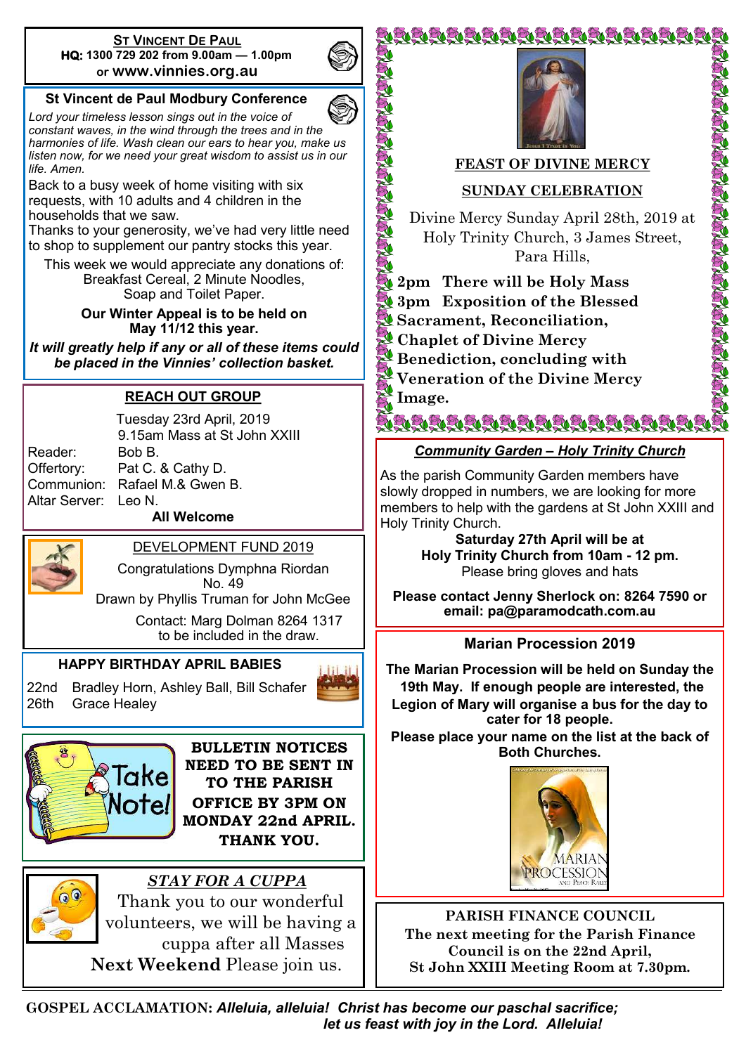**St Vincent De Paul**
**HQ: 1300 729 202 from 9.00am — 1.00pm**
or **www.vinnies.org.au**

## St Vincent de Paul Modbury Conference

*Lord your timeless lesson sings out in the voice of constant waves, in the wind through the trees and in the harmonies of life. Wash clean our ears to hear you, make us listen now, for we need your great wisdom to assist us in our life. Amen.*

Back to a busy week of home visiting with six requests, with 10 adults and 4 children in the households that we saw.

Thanks to your generosity, we've had very little need to shop to supplement our pantry stocks this year.

This week we would appreciate any donations of:
Breakfast Cereal, 2 Minute Noodles,
Soap and Toilet Paper.

**Our Winter Appeal is to be held on May 11/12 this year.**

***It will greatly help if any or all of these items could be placed in the Vinnies' collection basket.***

## REACH OUT GROUP

Tuesday 23rd April, 2019
9.15am Mass at St John XXIII

| | |
|---|---|
| Reader: | Bob B. |
| Offertory: | Pat C. & Cathy D. |
| Communion: | Rafael M.& Gwen B. |
| Altar Server: | Leo N. |

**All Welcome**

## DEVELOPMENT FUND 2019

Congratulations Dymphna Riordan
No. 49
Drawn by Phyllis Truman for John McGee

Contact: Marg Dolman 8264 1317
to be included in the draw.

## HAPPY BIRTHDAY APRIL BABIES

22nd Bradley Horn, Ashley Ball, Bill Schafer
26th Grace Healey

**BULLETIN NOTICES NEED TO BE SENT IN TO THE PARISH OFFICE BY 3PM ON MONDAY 22nd APRIL. THANK YOU.**

## *STAY FOR A CUPPA*

Thank you to our wonderful volunteers, we will be having a cuppa after all Masses **Next Weekend** Please join us.

## FEAST OF DIVINE MERCY

## SUNDAY CELEBRATION

Divine Mercy Sunday April 28th, 2019 at Holy Trinity Church, 3 James Street, Para Hills,

**2pm There will be Holy Mass**
**3pm Exposition of the Blessed Sacrament, Reconciliation, Chaplet of Divine Mercy Benediction, concluding with Veneration of the Divine Mercy Image.**

## *Community Garden – Holy Trinity Church*

As the parish Community Garden members have slowly dropped in numbers, we are looking for more members to help with the gardens at St John XXIII and Holy Trinity Church.

**Saturday 27th April will be at Holy Trinity Church from 10am - 12 pm.**
Please bring gloves and hats

**Please contact Jenny Sherlock on: 8264 7590 or email: pa@paramodcath.com.au**

## Marian Procession 2019

**The Marian Procession will be held on Sunday the 19th May. If enough people are interested, the Legion of Mary will organise a bus for the day to cater for 18 people.**

**Please place your name on the list at the back of Both Churches.**

## PARISH FINANCE COUNCIL

**The next meeting for the Parish Finance Council is on the 22nd April, St John XXIII Meeting Room at 7.30pm.**

**GOSPEL ACCLAMATION:** ***Alleluia, alleluia! Christ has become our paschal sacrifice; let us feast with joy in the Lord. Alleluia!***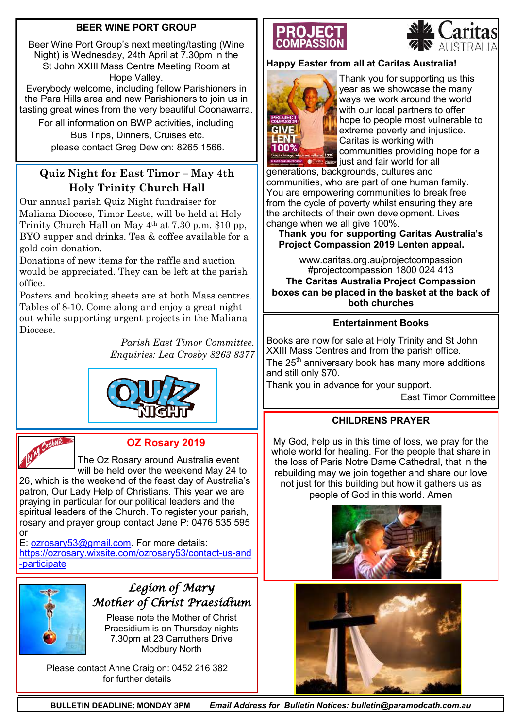## BEER WINE PORT GROUP

Beer Wine Port Group's next meeting/tasting (Wine Night) is Wednesday, 24th April at 7.30pm in the St John XXIII Mass Centre Meeting Room at Hope Valley.

Everybody welcome, including fellow Parishioners in the Para Hills area and new Parishioners to join us in tasting great wines from the very beautiful Coonawarra.

For all information on BWP activities, including Bus Trips, Dinners, Cruises etc. please contact Greg Dew on: 8265 1566.

## Quiz Night for East Timor – May 4th
## Holy Trinity Church Hall

Our annual parish Quiz Night fundraiser for Maliana Diocese, Timor Leste, will be held at Holy Trinity Church Hall on May 4th at 7.30 p.m. $10 pp, BYO supper and drinks. Tea & coffee available for a gold coin donation.

Donations of new items for the raffle and auction would be appreciated. They can be left at the parish office.

Posters and booking sheets are at both Mass centres. Tables of 8-10. Come along and enjoy a great night out while supporting urgent projects in the Maliana Diocese.

*Parish East Timor Committee.*
*Enquiries: Lea Crosby 8263 8377*

## OZ Rosary 2019

The Oz Rosary around Australia event will be held over the weekend May 24 to 26, which is the weekend of the feast day of Australia's patron, Our Lady Help of Christians. This year we are praying in particular for our political leaders and the spiritual leaders of the Church. To register your parish, rosary and prayer group contact Jane P: 0476 535 595 or
E: ozrosary53@gmail.com. For more details: https://ozrosary.wixsite.com/ozrosary53/contact-us-and-participate

## *Legion of Mary*
## *Mother of Christ Praesidium*

Please note the Mother of Christ Praesidium is on Thursday nights 7.30pm at 23 Carruthers Drive Modbury North

Please contact Anne Craig on: 0452 216 382 for further details

## PROJECT COMPASSION — Caritas AUSTRALIA

**Happy Easter from all at Caritas Australia!**

Thank you for supporting us this year as we showcase the many ways we work around the world with our local partners to offer hope to people most vulnerable to extreme poverty and injustice. Caritas is working with communities providing hope for a just and fair world for all generations, backgrounds, cultures and communities, who are part of one human family. You are empowering communities to break free from the cycle of poverty whilst ensuring they are the architects of their own development. Lives change when we all give 100%.

**Thank you for supporting Caritas Australia's Project Compassion 2019 Lenten appeal.**

www.caritas.org.au/projectcompassion
#projectcompassion 1800 024 413

**The Caritas Australia Project Compassion boxes can be placed in the basket at the back of both churches**

## Entertainment Books

Books are now for sale at Holy Trinity and St John XXIII Mass Centres and from the parish office.

The 25th anniversary book has many more additions and still only $70.

Thank you in advance for your support.

East Timor Committee

## CHILDRENS PRAYER

My God, help us in this time of loss, we pray for the whole world for healing. For the people that share in the loss of Paris Notre Dame Cathedral, that in the rebuilding may we join together and share our love not just for this building but how it gathers us as people of God in this world. Amen

**BULLETIN DEADLINE: MONDAY 3PM** *Email Address for Bulletin Notices: bulletin@paramodcath.com.au*